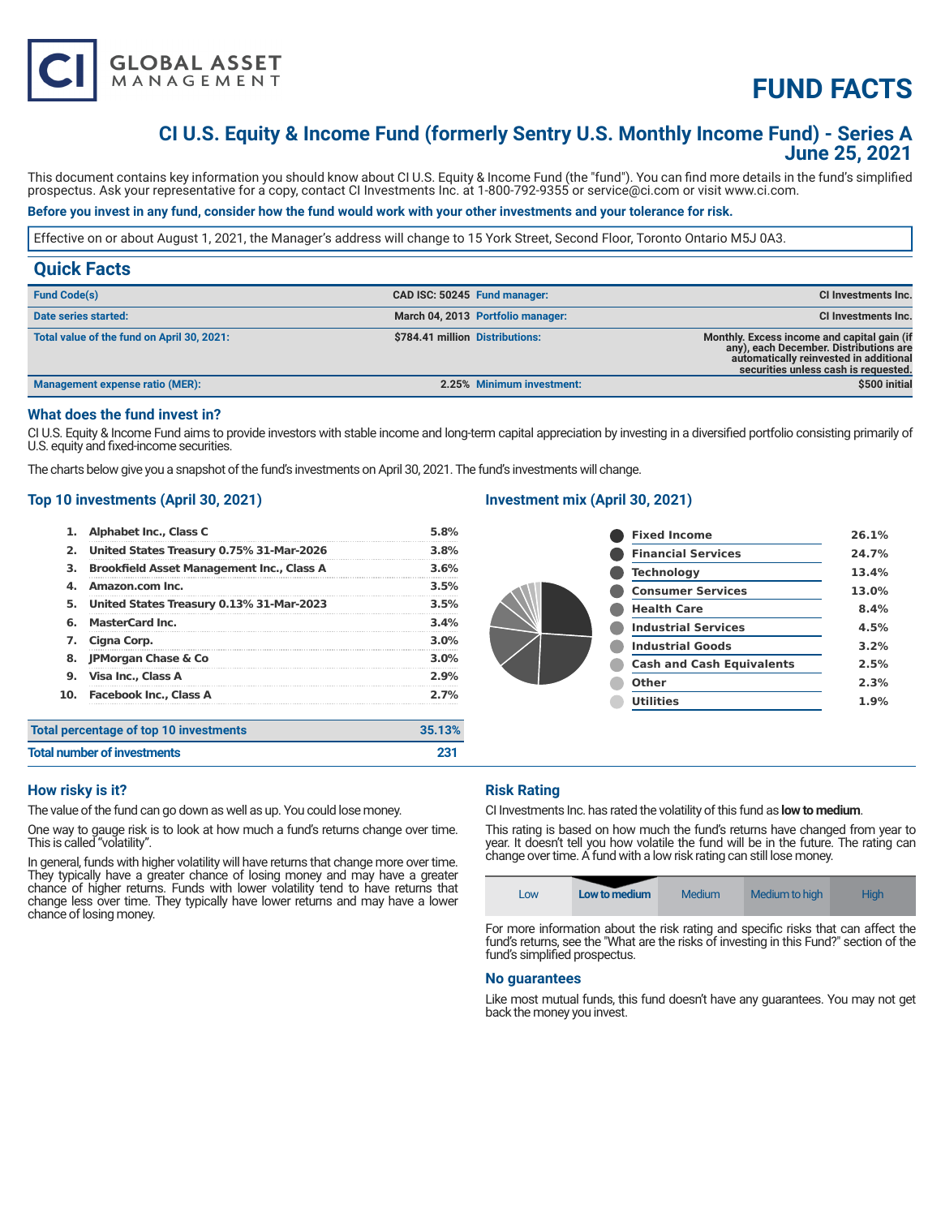# FUND FACTS

## CI U.S. Equity & Income Fund (formerly Sentry U.S. Monthly Income Fund) - Series A
## June 25, 2021

This document contains key information you should know about CI U.S. Equity & Income Fund (the "fund"). You can find more details in the fund's simplified prospectus. Ask your representative for a copy, contact CI Investments Inc. at 1-800-792-9355 or service@ci.com or visit www.ci.com.

**Before you invest in any fund, consider how the fund would work with your other investments and your tolerance for risk.**

Effective on or about August 1, 2021, the Manager's address will change to 15 York Street, Second Floor, Toronto Ontario M5J 0A3.

## Quick Facts

| | | | |
|---|---|---|---|
| **Fund Code(s)** | **CAD ISC: 50245** | **Fund manager:** | **CI Investments Inc.** |
| **Date series started:** | **March 04, 2013** | **Portfolio manager:** | **CI Investments Inc.** |
| **Total value of the fund on April 30, 2021:** | **$784.41 million** | **Distributions:** | **Monthly. Excess income and capital gain (if any), each December. Distributions are automatically reinvested in additional securities unless cash is requested.** |
| **Management expense ratio (MER):** | **2.25%** | **Minimum investment:** | **$500 initial** |

## What does the fund invest in?

CI U.S. Equity & Income Fund aims to provide investors with stable income and long-term capital appreciation by investing in a diversified portfolio consisting primarily of U.S. equity and fixed-income securities.

The charts below give you a snapshot of the fund's investments on April 30, 2021. The fund's investments will change.

### Top 10 investments (April 30, 2021)

| | | |
|---|---|---|
| 1. | Alphabet Inc., Class C | 5.8% |
| 2. | United States Treasury 0.75% 31-Mar-2026 | 3.8% |
| 3. | Brookfield Asset Management Inc., Class A | 3.6% |
| 4. | Amazon.com Inc. | 3.5% |
| 5. | United States Treasury 0.13% 31-Mar-2023 | 3.5% |
| 6. | MasterCard Inc. | 3.4% |
| 7. | Cigna Corp. | 3.0% |
| 8. | JPMorgan Chase & Co | 3.0% |
| 9. | Visa Inc., Class A | 2.9% |
| 10. | Facebook Inc., Class A | 2.7% |

| | |
|---|---|
| **Total percentage of top 10 investments** | **35.13%** |
| **Total number of investments** | **231** |

### Investment mix (April 30, 2021)

| | |
|---|---|
| Fixed Income | 26.1% |
| Financial Services | 24.7% |
| Technology | 13.4% |
| Consumer Services | 13.0% |
| Health Care | 8.4% |
| Industrial Services | 4.5% |
| Industrial Goods | 3.2% |
| Cash and Cash Equivalents | 2.5% |
| Other | 2.3% |
| Utilities | 1.9% |

## How risky is it?

The value of the fund can go down as well as up. You could lose money.

One way to gauge risk is to look at how much a fund's returns change over time. This is called "volatility".

In general, funds with higher volatility will have returns that change more over time. They typically have a greater chance of losing money and may have a greater chance of higher returns. Funds with lower volatility tend to have returns that change less over time. They typically have lower returns and may have a lower chance of losing money.

## Risk Rating

CI Investments Inc. has rated the volatility of this fund as **low to medium**.

This rating is based on how much the fund's returns have changed from year to year. It doesn't tell you how volatile the fund will be in the future. The rating can change over time. A fund with a low risk rating can still lose money.

| Low | **Low to medium** | Medium | Medium to high | High |
|---|---|---|---|---|

For more information about the risk rating and specific risks that can affect the fund's returns, see the "What are the risks of investing in this Fund?" section of the fund's simplified prospectus.

## No guarantees

Like most mutual funds, this fund doesn't have any guarantees. You may not get back the money you invest.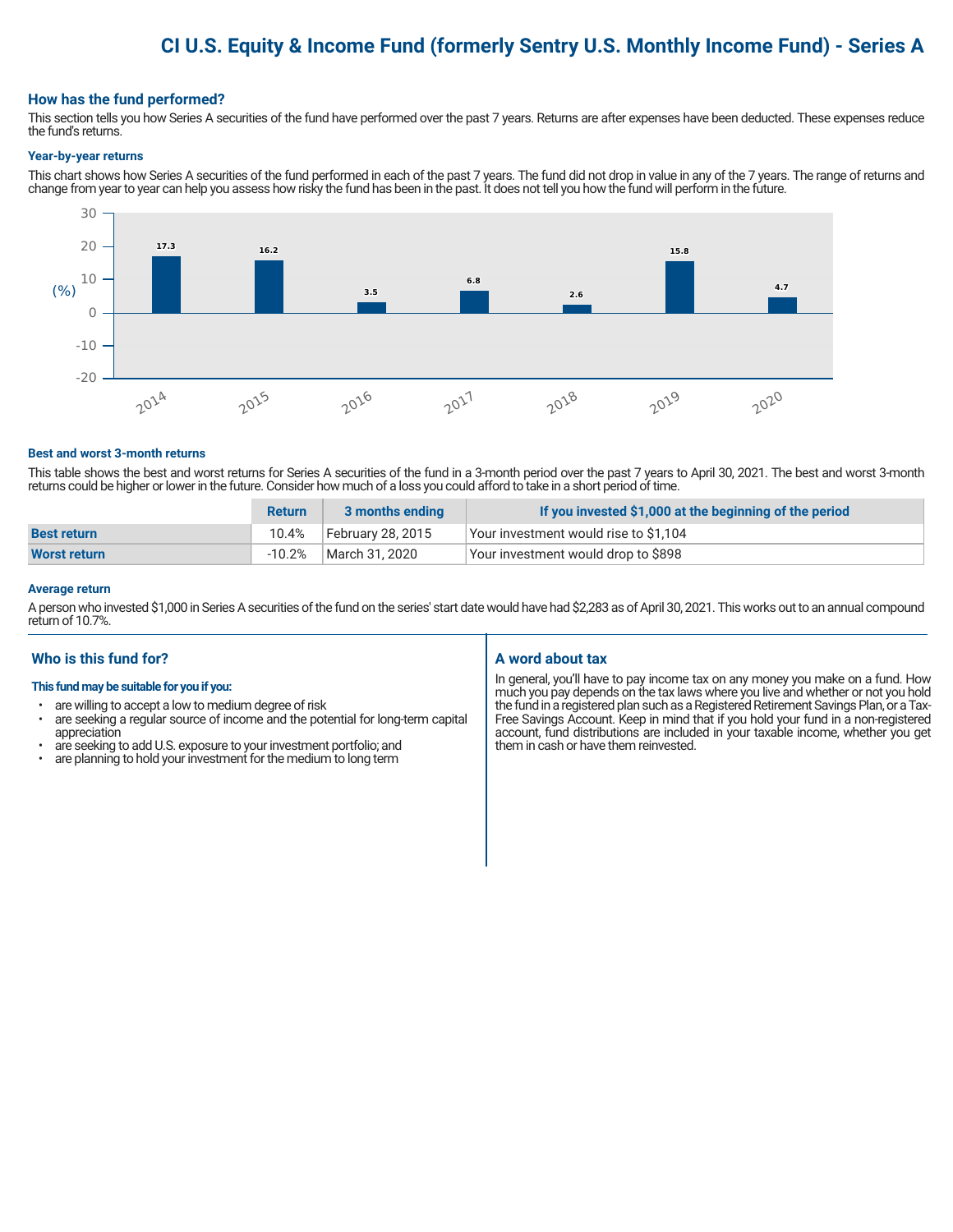# CI U.S. Equity & Income Fund (formerly Sentry U.S. Monthly Income Fund) - Series A

## How has the fund performed?

This section tells you how Series A securities of the fund have performed over the past 7 years. Returns are after expenses have been deducted. These expenses reduce the fund's returns.

### Year-by-year returns

This chart shows how Series A securities of the fund performed in each of the past 7 years. The fund did not drop in value in any of the 7 years. The range of returns and change from year to year can help you assess how risky the fund has been in the past. It does not tell you how the fund will perform in the future.

| Year | 2014 | 2015 | 2016 | 2017 | 2018 | 2019 | 2020 |
|---|---|---|---|---|---|---|---|
| (%) | 17.3 | 16.2 | 3.5 | 6.8 | 2.6 | 15.8 | 4.7 |

### Best and worst 3-month returns

This table shows the best and worst returns for Series A securities of the fund in a 3-month period over the past 7 years to April 30, 2021. The best and worst 3-month returns could be higher or lower in the future. Consider how much of a loss you could afford to take in a short period of time.

| | Return | 3 months ending | If you invested $1,000 at the beginning of the period |
|---|---|---|---|
| **Best return** | 10.4% | February 28, 2015 | Your investment would rise to $1,104 |
| **Worst return** | -10.2% | March 31, 2020 | Your investment would drop to $898 |

### Average return

A person who invested $1,000 in Series A securities of the fund on the series' start date would have had $2,283 as of April 30, 2021. This works out to an annual compound return of 10.7%.

## Who is this fund for?

**This fund may be suitable for you if you:**

- are willing to accept a low to medium degree of risk
- are seeking a regular source of income and the potential for long-term capital appreciation
- are seeking to add U.S. exposure to your investment portfolio; and
- are planning to hold your investment for the medium to long term

## A word about tax

In general, you'll have to pay income tax on any money you make on a fund. How much you pay depends on the tax laws where you live and whether or not you hold the fund in a registered plan such as a Registered Retirement Savings Plan, or a Tax-Free Savings Account. Keep in mind that if you hold your fund in a non-registered account, fund distributions are included in your taxable income, whether you get them in cash or have them reinvested.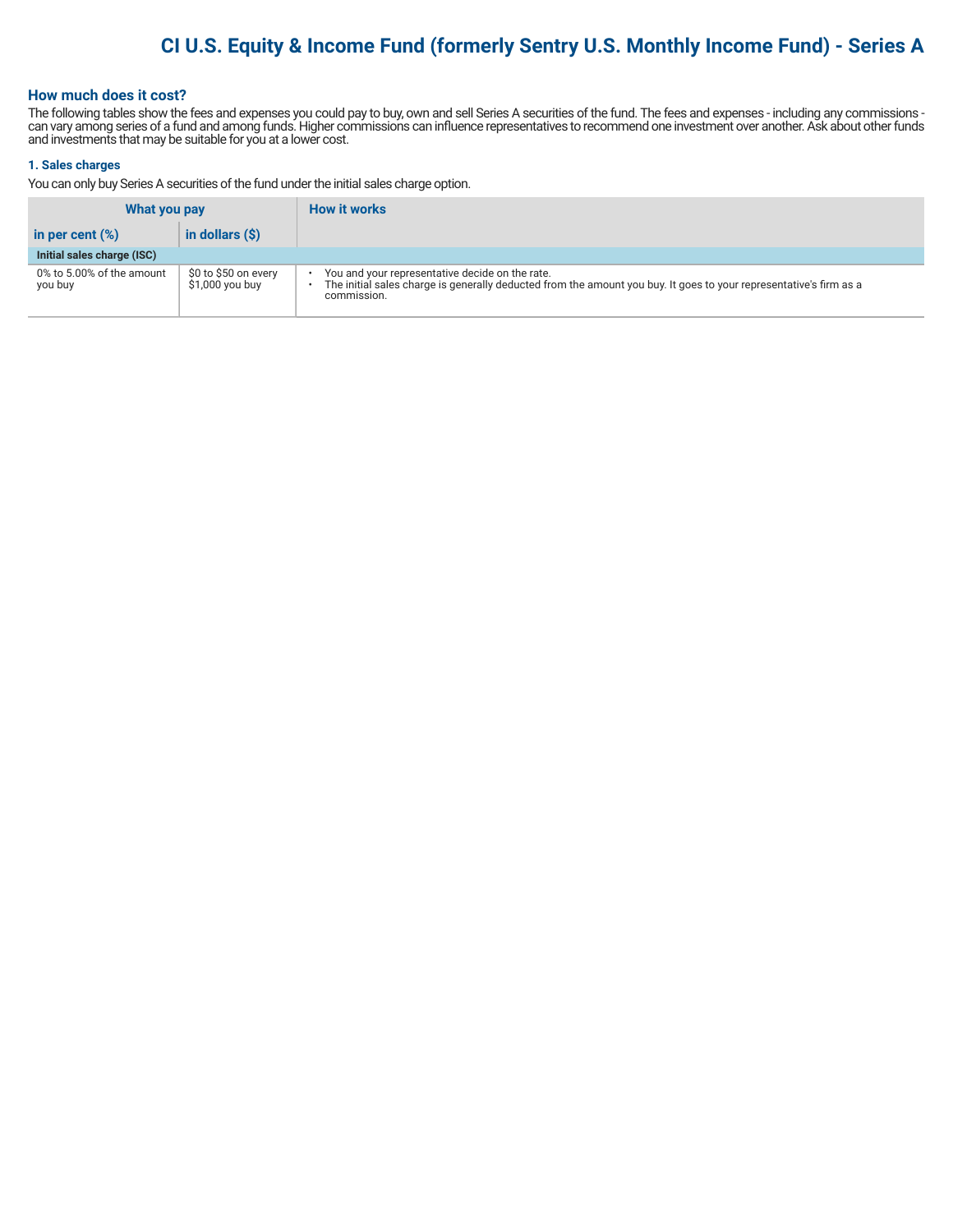# CI U.S. Equity & Income Fund (formerly Sentry U.S. Monthly Income Fund) - Series A

## How much does it cost?

The following tables show the fees and expenses you could pay to buy, own and sell Series A securities of the fund. The fees and expenses - including any commissions - can vary among series of a fund and among funds. Higher commissions can influence representatives to recommend one investment over another. Ask about other funds and investments that may be suitable for you at a lower cost.

### 1. Sales charges

You can only buy Series A securities of the fund under the initial sales charge option.

| What you pay | | How it works |
|---|---|---|
| in per cent (%) | in dollars ($) | |
| **Initial sales charge (ISC)** | | |
| 0% to 5.00% of the amount you buy | $0 to $50 on every $1,000 you buy | • You and your representative decide on the rate.<br>• The initial sales charge is generally deducted from the amount you buy. It goes to your representative's firm as a commission. |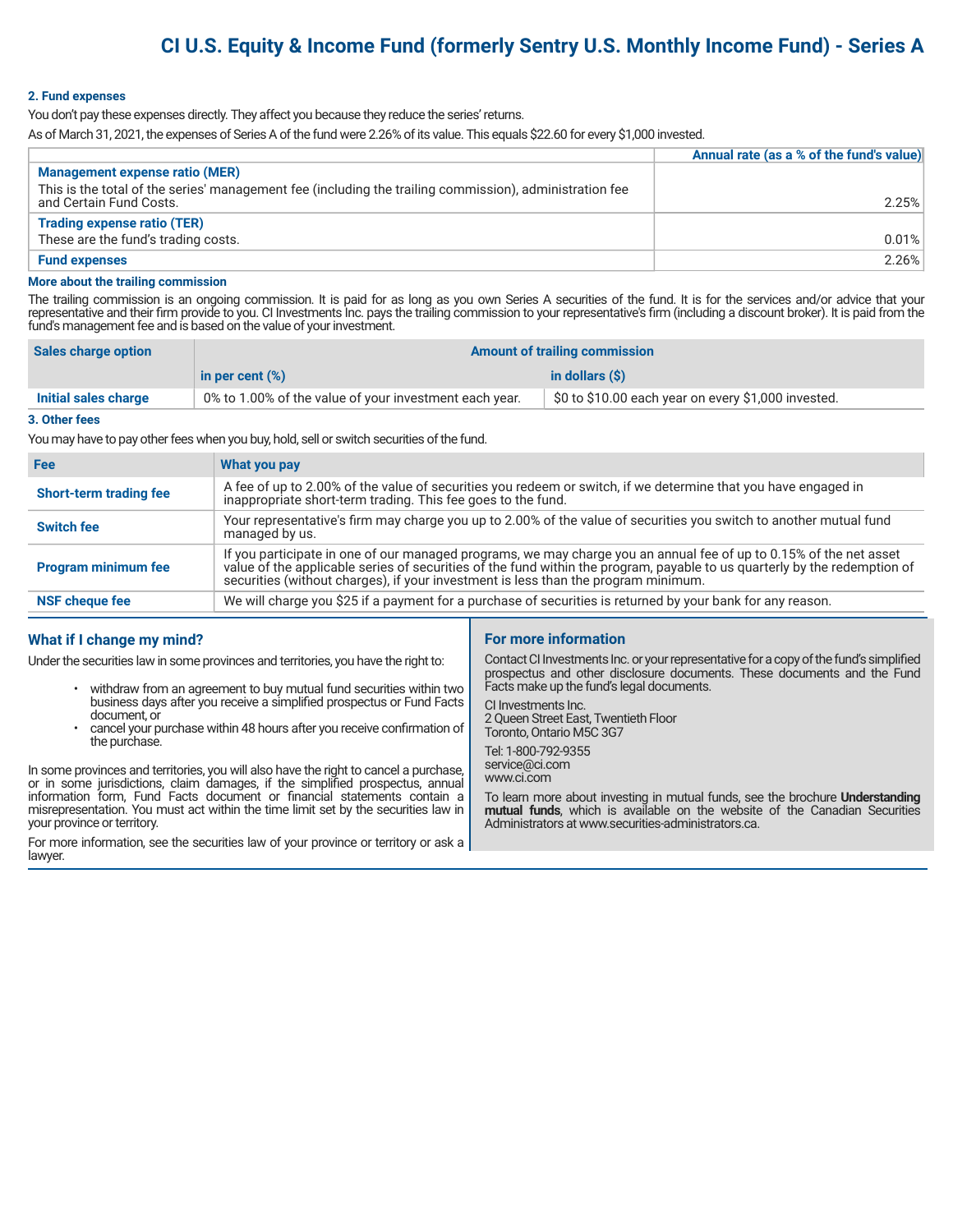# CI U.S. Equity & Income Fund (formerly Sentry U.S. Monthly Income Fund) - Series A

### 2. Fund expenses

You don't pay these expenses directly. They affect you because they reduce the series' returns.

As of March 31, 2021, the expenses of Series A of the fund were 2.26% of its value. This equals $22.60 for every $1,000 invested.

| | Annual rate (as a % of the fund's value) |
|---|---|
| **Management expense ratio (MER)**<br>This is the total of the series' management fee (including the trailing commission), administration fee and Certain Fund Costs. | 2.25% |
| **Trading expense ratio (TER)**<br>These are the fund's trading costs. | 0.01% |
| **Fund expenses** | 2.26% |

#### More about the trailing commission

The trailing commission is an ongoing commission. It is paid for as long as you own Series A securities of the fund. It is for the services and/or advice that your representative and their firm provide to you. CI Investments Inc. pays the trailing commission to your representative's firm (including a discount broker). It is paid from the fund's management fee and is based on the value of your investment.

| Sales charge option | Amount of trailing commission | |
|---|---|---|
| | in per cent (%) | in dollars ($) |
| Initial sales charge | 0% to 1.00% of the value of your investment each year. | $0 to $10.00 each year on every $1,000 invested. |

### 3. Other fees

You may have to pay other fees when you buy, hold, sell or switch securities of the fund.

| Fee | What you pay |
|---|---|
| Short-term trading fee | A fee of up to 2.00% of the value of securities you redeem or switch, if we determine that you have engaged in inappropriate short-term trading. This fee goes to the fund. |
| Switch fee | Your representative's firm may charge you up to 2.00% of the value of securities you switch to another mutual fund managed by us. |
| Program minimum fee | If you participate in one of our managed programs, we may charge you an annual fee of up to 0.15% of the net asset value of the applicable series of securities of the fund within the program, payable to us quarterly by the redemption of securities (without charges), if your investment is less than the program minimum. |
| NSF cheque fee | We will charge you $25 if a payment for a purchase of securities is returned by your bank for any reason. |

## What if I change my mind?

Under the securities law in some provinces and territories, you have the right to:

- withdraw from an agreement to buy mutual fund securities within two business days after you receive a simplified prospectus or Fund Facts document, or
- cancel your purchase within 48 hours after you receive confirmation of the purchase.

In some provinces and territories, you will also have the right to cancel a purchase, or in some jurisdictions, claim damages, if the simplified prospectus, annual information form, Fund Facts document or financial statements contain a misrepresentation. You must act within the time limit set by the securities law in your province or territory.

For more information, see the securities law of your province or territory or ask a lawyer.

## For more information

Contact CI Investments Inc. or your representative for a copy of the fund's simplified prospectus and other disclosure documents. These documents and the Fund Facts make up the fund's legal documents.

CI Investments Inc.
2 Queen Street East, Twentieth Floor
Toronto, Ontario M5C 3G7

Tel: 1-800-792-9355
service@ci.com
www.ci.com

To learn more about investing in mutual funds, see the brochure **Understanding mutual funds**, which is available on the website of the Canadian Securities Administrators at www.securities-administrators.ca.